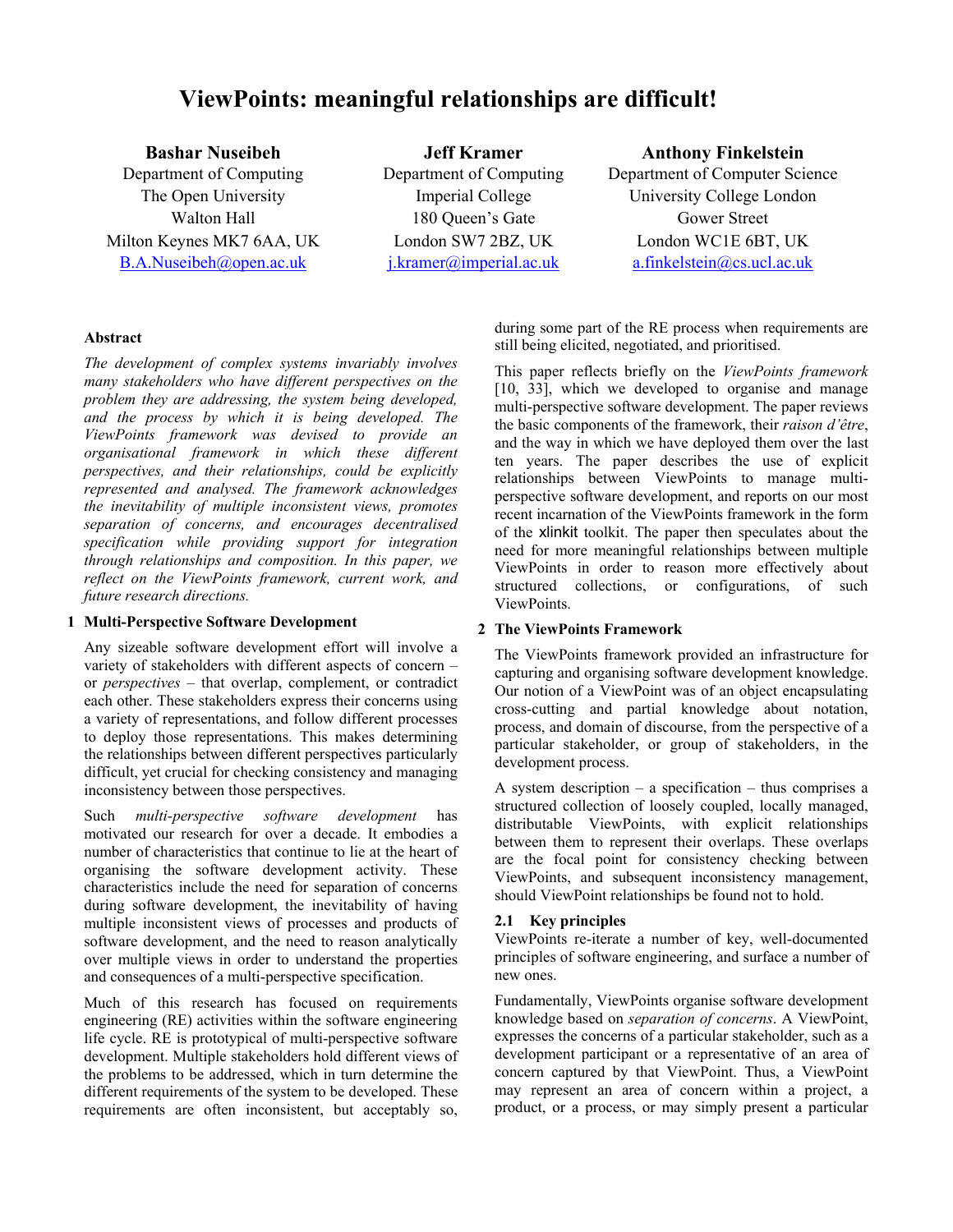# ViewPoints: meaningful relationships are difficult!

**Bashar Nuseibeh**
Department of Computing
The Open University
Walton Hall
Milton Keynes MK7 6AA, UK
B.A.Nuseibeh@open.ac.uk

**Jeff Kramer**
Department of Computing
Imperial College
180 Queen's Gate
London SW7 2BZ, UK
j.kramer@imperial.ac.uk

**Anthony Finkelstein**
Department of Computer Science
University College London
Gower Street
London WC1E 6BT, UK
a.finkelstein@cs.ucl.ac.uk

### Abstract

*The development of complex systems invariably involves many stakeholders who have different perspectives on the problem they are addressing, the system being developed, and the process by which it is being developed. The ViewPoints framework was devised to provide an organisational framework in which these different perspectives, and their relationships, could be explicitly represented and analysed. The framework acknowledges the inevitability of multiple inconsistent views, promotes separation of concerns, and encourages decentralised specification while providing support for integration through relationships and composition. In this paper, we reflect on the ViewPoints framework, current work, and future research directions.*

## 1 Multi-Perspective Software Development

Any sizeable software development effort will involve a variety of stakeholders with different aspects of concern – or *perspectives* – that overlap, complement, or contradict each other. These stakeholders express their concerns using a variety of representations, and follow different processes to deploy those representations. This makes determining the relationships between different perspectives particularly difficult, yet crucial for checking consistency and managing inconsistency between those perspectives.

Such *multi-perspective software development* has motivated our research for over a decade. It embodies a number of characteristics that continue to lie at the heart of organising the software development activity. These characteristics include the need for separation of concerns during software development, the inevitability of having multiple inconsistent views of processes and products of software development, and the need to reason analytically over multiple views in order to understand the properties and consequences of a multi-perspective specification.

Much of this research has focused on requirements engineering (RE) activities within the software engineering life cycle. RE is prototypical of multi-perspective software development. Multiple stakeholders hold different views of the problems to be addressed, which in turn determine the different requirements of the system to be developed. These requirements are often inconsistent, but acceptably so, during some part of the RE process when requirements are still being elicited, negotiated, and prioritised.

This paper reflects briefly on the *ViewPoints framework* [10, 33], which we developed to organise and manage multi-perspective software development. The paper reviews the basic components of the framework, their *raison d'être*, and the way in which we have deployed them over the last ten years. The paper describes the use of explicit relationships between ViewPoints to manage multi-perspective software development, and reports on our most recent incarnation of the ViewPoints framework in the form of the xlinkit toolkit. The paper then speculates about the need for more meaningful relationships between multiple ViewPoints in order to reason more effectively about structured collections, or configurations, of such ViewPoints.

## 2 The ViewPoints Framework

The ViewPoints framework provided an infrastructure for capturing and organising software development knowledge. Our notion of a ViewPoint was of an object encapsulating cross-cutting and partial knowledge about notation, process, and domain of discourse, from the perspective of a particular stakeholder, or group of stakeholders, in the development process.

A system description – a specification – thus comprises a structured collection of loosely coupled, locally managed, distributable ViewPoints, with explicit relationships between them to represent their overlaps. These overlaps are the focal point for consistency checking between ViewPoints, and subsequent inconsistency management, should ViewPoint relationships be found not to hold.

### 2.1 Key principles

ViewPoints re-iterate a number of key, well-documented principles of software engineering, and surface a number of new ones.

Fundamentally, ViewPoints organise software development knowledge based on *separation of concerns*. A ViewPoint, expresses the concerns of a particular stakeholder, such as a development participant or a representative of an area of concern captured by that ViewPoint. Thus, a ViewPoint may represent an area of concern within a project, a product, or a process, or may simply present a particular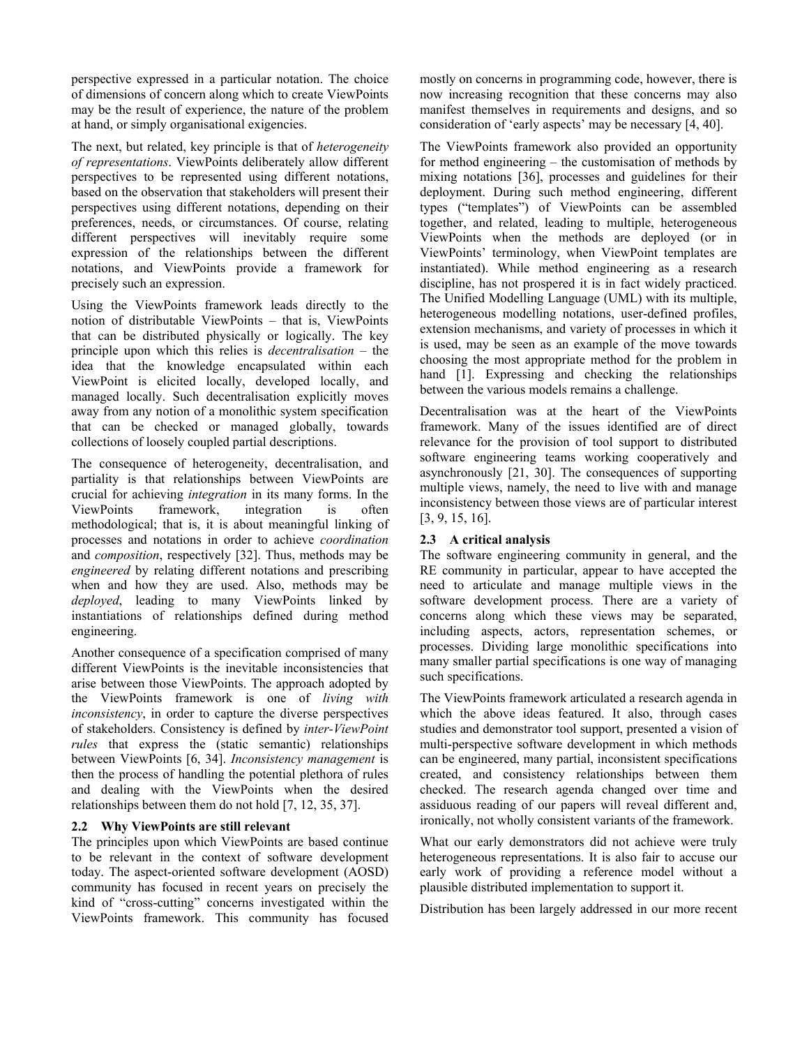perspective expressed in a particular notation. The choice of dimensions of concern along which to create ViewPoints may be the result of experience, the nature of the problem at hand, or simply organisational exigencies.

The next, but related, key principle is that of *heterogeneity of representations*. ViewPoints deliberately allow different perspectives to be represented using different notations, based on the observation that stakeholders will present their perspectives using different notations, depending on their preferences, needs, or circumstances. Of course, relating different perspectives will inevitably require some expression of the relationships between the different notations, and ViewPoints provide a framework for precisely such an expression.

Using the ViewPoints framework leads directly to the notion of distributable ViewPoints – that is, ViewPoints that can be distributed physically or logically. The key principle upon which this relies is *decentralisation* – the idea that the knowledge encapsulated within each ViewPoint is elicited locally, developed locally, and managed locally. Such decentralisation explicitly moves away from any notion of a monolithic system specification that can be checked or managed globally, towards collections of loosely coupled partial descriptions.

The consequence of heterogeneity, decentralisation, and partiality is that relationships between ViewPoints are crucial for achieving *integration* in its many forms. In the ViewPoints framework, integration is often methodological; that is, it is about meaningful linking of processes and notations in order to achieve *coordination* and *composition*, respectively [32]. Thus, methods may be *engineered* by relating different notations and prescribing when and how they are used. Also, methods may be *deployed*, leading to many ViewPoints linked by instantiations of relationships defined during method engineering.

Another consequence of a specification comprised of many different ViewPoints is the inevitable inconsistencies that arise between those ViewPoints. The approach adopted by the ViewPoints framework is one of *living with inconsistency*, in order to capture the diverse perspectives of stakeholders. Consistency is defined by *inter-ViewPoint rules* that express the (static semantic) relationships between ViewPoints [6, 34]. *Inconsistency management* is then the process of handling the potential plethora of rules and dealing with the ViewPoints when the desired relationships between them do not hold [7, 12, 35, 37].

### 2.2 Why ViewPoints are still relevant

The principles upon which ViewPoints are based continue to be relevant in the context of software development today. The aspect-oriented software development (AOSD) community has focused in recent years on precisely the kind of "cross-cutting" concerns investigated within the ViewPoints framework. This community has focused mostly on concerns in programming code, however, there is now increasing recognition that these concerns may also manifest themselves in requirements and designs, and so consideration of 'early aspects' may be necessary [4, 40].

The ViewPoints framework also provided an opportunity for method engineering – the customisation of methods by mixing notations [36], processes and guidelines for their deployment. During such method engineering, different types ("templates") of ViewPoints can be assembled together, and related, leading to multiple, heterogeneous ViewPoints when the methods are deployed (or in ViewPoints' terminology, when ViewPoint templates are instantiated). While method engineering as a research discipline, has not prospered it is in fact widely practiced. The Unified Modelling Language (UML) with its multiple, heterogeneous modelling notations, user-defined profiles, extension mechanisms, and variety of processes in which it is used, may be seen as an example of the move towards choosing the most appropriate method for the problem in hand [1]. Expressing and checking the relationships between the various models remains a challenge.

Decentralisation was at the heart of the ViewPoints framework. Many of the issues identified are of direct relevance for the provision of tool support to distributed software engineering teams working cooperatively and asynchronously [21, 30]. The consequences of supporting multiple views, namely, the need to live with and manage inconsistency between those views are of particular interest [3, 9, 15, 16].

### 2.3 A critical analysis

The software engineering community in general, and the RE community in particular, appear to have accepted the need to articulate and manage multiple views in the software development process. There are a variety of concerns along which these views may be separated, including aspects, actors, representation schemes, or processes. Dividing large monolithic specifications into many smaller partial specifications is one way of managing such specifications.

The ViewPoints framework articulated a research agenda in which the above ideas featured. It also, through cases studies and demonstrator tool support, presented a vision of multi-perspective software development in which methods can be engineered, many partial, inconsistent specifications created, and consistency relationships between them checked. The research agenda changed over time and assiduous reading of our papers will reveal different and, ironically, not wholly consistent variants of the framework.

What our early demonstrators did not achieve were truly heterogeneous representations. It is also fair to accuse our early work of providing a reference model without a plausible distributed implementation to support it.

Distribution has been largely addressed in our more recent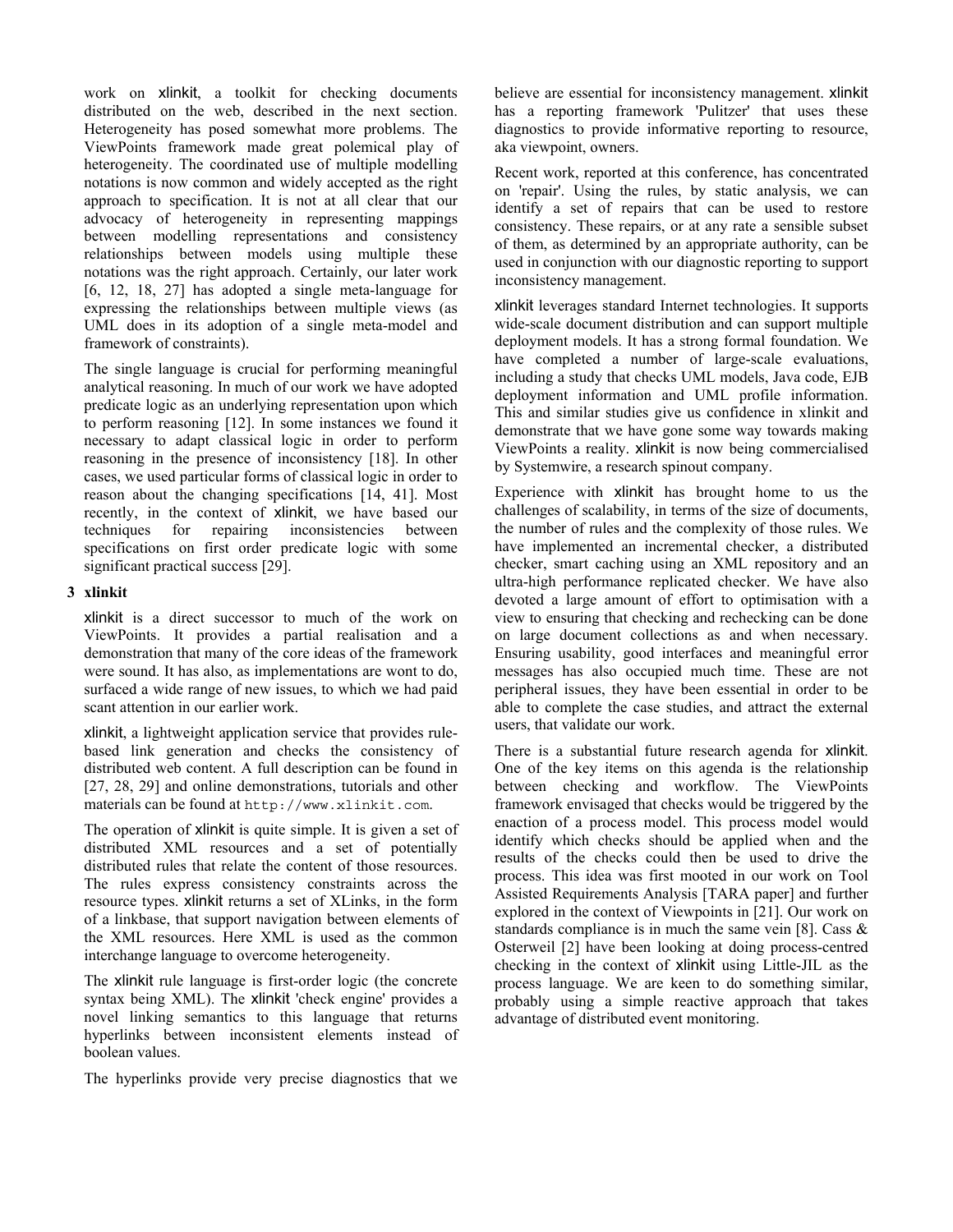work on xlinkit, a toolkit for checking documents distributed on the web, described in the next section. Heterogeneity has posed somewhat more problems. The ViewPoints framework made great polemical play of heterogeneity. The coordinated use of multiple modelling notations is now common and widely accepted as the right approach to specification. It is not at all clear that our advocacy of heterogeneity in representing mappings between modelling representations and consistency relationships between models using multiple these notations was the right approach. Certainly, our later work [6, 12, 18, 27] has adopted a single meta-language for expressing the relationships between multiple views (as UML does in its adoption of a single meta-model and framework of constraints).

The single language is crucial for performing meaningful analytical reasoning. In much of our work we have adopted predicate logic as an underlying representation upon which to perform reasoning [12]. In some instances we found it necessary to adapt classical logic in order to perform reasoning in the presence of inconsistency [18]. In other cases, we used particular forms of classical logic in order to reason about the changing specifications [14, 41]. Most recently, in the context of xlinkit, we have based our techniques for repairing inconsistencies between specifications on first order predicate logic with some significant practical success [29].

## 3 xlinkit

xlinkit is a direct successor to much of the work on ViewPoints. It provides a partial realisation and a demonstration that many of the core ideas of the framework were sound. It has also, as implementations are wont to do, surfaced a wide range of new issues, to which we had paid scant attention in our earlier work.

xlinkit, a lightweight application service that provides rule-based link generation and checks the consistency of distributed web content. A full description can be found in [27, 28, 29] and online demonstrations, tutorials and other materials can be found at `http://www.xlinkit.com`.

The operation of xlinkit is quite simple. It is given a set of distributed XML resources and a set of potentially distributed rules that relate the content of those resources. The rules express consistency constraints across the resource types. xlinkit returns a set of XLinks, in the form of a linkbase, that support navigation between elements of the XML resources. Here XML is used as the common interchange language to overcome heterogeneity.

The xlinkit rule language is first-order logic (the concrete syntax being XML). The xlinkit 'check engine' provides a novel linking semantics to this language that returns hyperlinks between inconsistent elements instead of boolean values.

The hyperlinks provide very precise diagnostics that we believe are essential for inconsistency management. xlinkit has a reporting framework 'Pulitzer' that uses these diagnostics to provide informative reporting to resource, aka viewpoint, owners.

Recent work, reported at this conference, has concentrated on 'repair'. Using the rules, by static analysis, we can identify a set of repairs that can be used to restore consistency. These repairs, or at any rate a sensible subset of them, as determined by an appropriate authority, can be used in conjunction with our diagnostic reporting to support inconsistency management.

xlinkit leverages standard Internet technologies. It supports wide-scale document distribution and can support multiple deployment models. It has a strong formal foundation. We have completed a number of large-scale evaluations, including a study that checks UML models, Java code, EJB deployment information and UML profile information. This and similar studies give us confidence in xlinkit and demonstrate that we have gone some way towards making ViewPoints a reality. xlinkit is now being commercialised by Systemwire, a research spinout company.

Experience with xlinkit has brought home to us the challenges of scalability, in terms of the size of documents, the number of rules and the complexity of those rules. We have implemented an incremental checker, a distributed checker, smart caching using an XML repository and an ultra-high performance replicated checker. We have also devoted a large amount of effort to optimisation with a view to ensuring that checking and rechecking can be done on large document collections as and when necessary. Ensuring usability, good interfaces and meaningful error messages has also occupied much time. These are not peripheral issues, they have been essential in order to be able to complete the case studies, and attract the external users, that validate our work.

There is a substantial future research agenda for xlinkit. One of the key items on this agenda is the relationship between checking and workflow. The ViewPoints framework envisaged that checks would be triggered by the enaction of a process model. This process model would identify which checks should be applied when and the results of the checks could then be used to drive the process. This idea was first mooted in our work on Tool Assisted Requirements Analysis [TARA paper] and further explored in the context of Viewpoints in [21]. Our work on standards compliance is in much the same vein [8]. Cass & Osterweil [2] have been looking at doing process-centred checking in the context of xlinkit using Little-JIL as the process language. We are keen to do something similar, probably using a simple reactive approach that takes advantage of distributed event monitoring.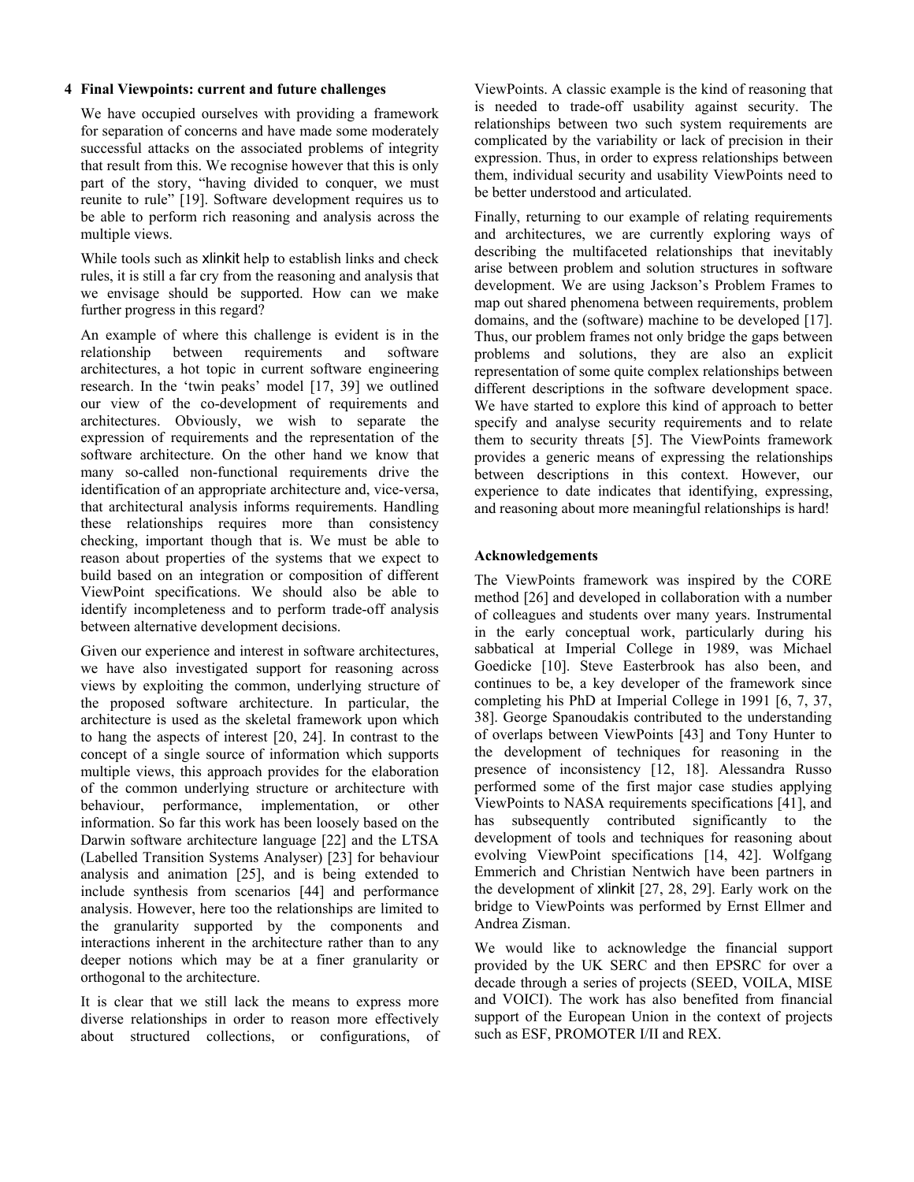## 4 Final Viewpoints: current and future challenges

We have occupied ourselves with providing a framework for separation of concerns and have made some moderately successful attacks on the associated problems of integrity that result from this. We recognise however that this is only part of the story, "having divided to conquer, we must reunite to rule" [19]. Software development requires us to be able to perform rich reasoning and analysis across the multiple views.

While tools such as xlinkit help to establish links and check rules, it is still a far cry from the reasoning and analysis that we envisage should be supported. How can we make further progress in this regard?

An example of where this challenge is evident is in the relationship between requirements and software architectures, a hot topic in current software engineering research. In the 'twin peaks' model [17, 39] we outlined our view of the co-development of requirements and architectures. Obviously, we wish to separate the expression of requirements and the representation of the software architecture. On the other hand we know that many so-called non-functional requirements drive the identification of an appropriate architecture and, vice-versa, that architectural analysis informs requirements. Handling these relationships requires more than consistency checking, important though that is. We must be able to reason about properties of the systems that we expect to build based on an integration or composition of different ViewPoint specifications. We should also be able to identify incompleteness and to perform trade-off analysis between alternative development decisions.

Given our experience and interest in software architectures, we have also investigated support for reasoning across views by exploiting the common, underlying structure of the proposed software architecture. In particular, the architecture is used as the skeletal framework upon which to hang the aspects of interest [20, 24]. In contrast to the concept of a single source of information which supports multiple views, this approach provides for the elaboration of the common underlying structure or architecture with behaviour, performance, implementation, or other information. So far this work has been loosely based on the Darwin software architecture language [22] and the LTSA (Labelled Transition Systems Analyser) [23] for behaviour analysis and animation [25], and is being extended to include synthesis from scenarios [44] and performance analysis. However, here too the relationships are limited to the granularity supported by the components and interactions inherent in the architecture rather than to any deeper notions which may be at a finer granularity or orthogonal to the architecture.

It is clear that we still lack the means to express more diverse relationships in order to reason more effectively about structured collections, or configurations, of ViewPoints. A classic example is the kind of reasoning that is needed to trade-off usability against security. The relationships between two such system requirements are complicated by the variability or lack of precision in their expression. Thus, in order to express relationships between them, individual security and usability ViewPoints need to be better understood and articulated.

Finally, returning to our example of relating requirements and architectures, we are currently exploring ways of describing the multifaceted relationships that inevitably arise between problem and solution structures in software development. We are using Jackson's Problem Frames to map out shared phenomena between requirements, problem domains, and the (software) machine to be developed [17]. Thus, our problem frames not only bridge the gaps between problems and solutions, they are also an explicit representation of some quite complex relationships between different descriptions in the software development space. We have started to explore this kind of approach to better specify and analyse security requirements and to relate them to security threats [5]. The ViewPoints framework provides a generic means of expressing the relationships between descriptions in this context. However, our experience to date indicates that identifying, expressing, and reasoning about more meaningful relationships is hard!

### Acknowledgements

The ViewPoints framework was inspired by the CORE method [26] and developed in collaboration with a number of colleagues and students over many years. Instrumental in the early conceptual work, particularly during his sabbatical at Imperial College in 1989, was Michael Goedicke [10]. Steve Easterbrook has also been, and continues to be, a key developer of the framework since completing his PhD at Imperial College in 1991 [6, 7, 37, 38]. George Spanoudakis contributed to the understanding of overlaps between ViewPoints [43] and Tony Hunter to the development of techniques for reasoning in the presence of inconsistency [12, 18]. Alessandra Russo performed some of the first major case studies applying ViewPoints to NASA requirements specifications [41], and has subsequently contributed significantly to the development of tools and techniques for reasoning about evolving ViewPoint specifications [14, 42]. Wolfgang Emmerich and Christian Nentwich have been partners in the development of xlinkit [27, 28, 29]. Early work on the bridge to ViewPoints was performed by Ernst Ellmer and Andrea Zisman.

We would like to acknowledge the financial support provided by the UK SERC and then EPSRC for over a decade through a series of projects (SEED, VOILA, MISE and VOICI). The work has also benefited from financial support of the European Union in the context of projects such as ESF, PROMOTER I/II and REX.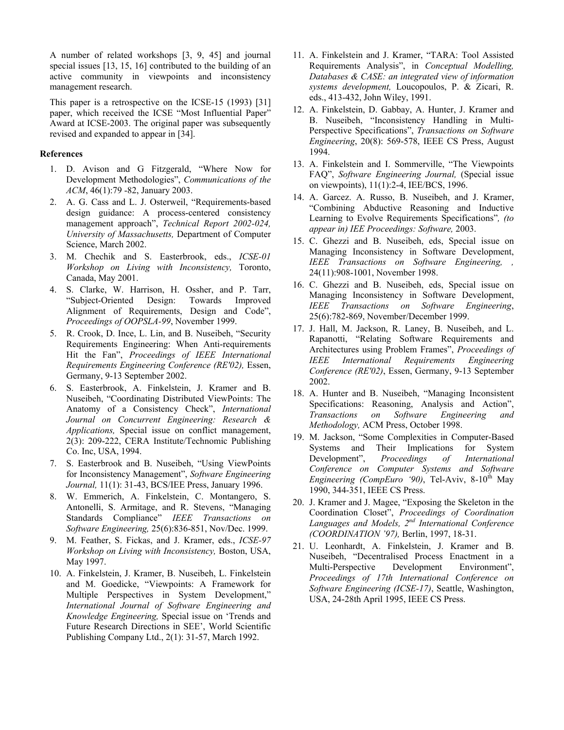A number of related workshops [3, 9, 45] and journal special issues [13, 15, 16] contributed to the building of an active community in viewpoints and inconsistency management research.

This paper is a retrospective on the ICSE-15 (1993) [31] paper, which received the ICSE "Most Influential Paper" Award at ICSE-2003. The original paper was subsequently revised and expanded to appear in [34].

**References**

1. D. Avison and G Fitzgerald, "Where Now for Development Methodologies", *Communications of the ACM*, 46(1):79 -82, January 2003.
2. A. G. Cass and L. J. Osterweil, "Requirements-based design guidance: A process-centered consistency management approach", *Technical Report 2002-024, University of Massachusetts,* Department of Computer Science, March 2002.
3. M. Chechik and S. Easterbrook, eds., *ICSE-01 Workshop on Living with Inconsistency,* Toronto, Canada, May 2001.
4. S. Clarke, W. Harrison, H. Ossher, and P. Tarr, "Subject-Oriented Design: Towards Improved Alignment of Requirements, Design and Code", *Proceedings of OOPSLA-99*, November 1999.
5. R. Crook, D. Ince, L. Lin, and B. Nuseibeh, "Security Requirements Engineering: When Anti-requirements Hit the Fan", *Proceedings of IEEE International Requirements Engineering Conference (RE'02),* Essen, Germany, 9-13 September 2002.
6. S. Easterbrook, A. Finkelstein, J. Kramer and B. Nuseibeh, "Coordinating Distributed ViewPoints: The Anatomy of a Consistency Check", *International Journal on Concurrent Engineering: Research & Applications,* Special issue on conflict management, 2(3): 209-222, CERA Institute/Technomic Publishing Co. Inc, USA, 1994.
7. S. Easterbrook and B. Nuseibeh, "Using ViewPoints for Inconsistency Management", *Software Engineering Journal,* 11(1): 31-43, BCS/IEE Press, January 1996.
8. W. Emmerich, A. Finkelstein, C. Montangero, S. Antonelli, S. Armitage, and R. Stevens, "Managing Standards Compliance" *IEEE Transactions on Software Engineering,* 25(6):836-851, Nov/Dec. 1999.
9. M. Feather, S. Fickas, and J. Kramer, eds., *ICSE-97 Workshop on Living with Inconsistency,* Boston, USA, May 1997.
10. A. Finkelstein, J. Kramer, B. Nuseibeh, L. Finkelstein and M. Goedicke, "Viewpoints: A Framework for Multiple Perspectives in System Development," *International Journal of Software Engineering and Knowledge Engineering,* Special issue on 'Trends and Future Research Directions in SEE', World Scientific Publishing Company Ltd., 2(1): 31-57, March 1992.
11. A. Finkelstein and J. Kramer, "TARA: Tool Assisted Requirements Analysis", in *Conceptual Modelling, Databases & CASE: an integrated view of information systems development,* Loucopoulos, P. & Zicari, R. eds., 413-432, John Wiley, 1991.
12. A. Finkelstein, D. Gabbay, A. Hunter, J. Kramer and B. Nuseibeh, "Inconsistency Handling in Multi-Perspective Specifications", *Transactions on Software Engineering*, 20(8): 569-578, IEEE CS Press, August 1994.
13. A. Finkelstein and I. Sommerville, "The Viewpoints FAQ", *Software Engineering Journal,* (Special issue on viewpoints), 11(1):2-4, IEE/BCS, 1996.
14. A. Garcez. A. Russo, B. Nuseibeh, and J. Kramer, "Combining Abductive Reasoning and Inductive Learning to Evolve Requirements Specifications"*, (to appear in) IEE Proceedings: Software,* 2003.
15. C. Ghezzi and B. Nuseibeh, eds, Special issue on Managing Inconsistency in Software Development, *IEEE Transactions on Software Engineering, ,* 24(11):908-1001, November 1998.
16. C. Ghezzi and B. Nuseibeh, eds, Special issue on Managing Inconsistency in Software Development, *IEEE Transactions on Software Engineering*, 25(6):782-869, November/December 1999.
17. J. Hall, M. Jackson, R. Laney, B. Nuseibeh, and L. Rapanotti, "Relating Software Requirements and Architectures using Problem Frames", *Proceedings of IEEE International Requirements Engineering Conference (RE'02)*, Essen, Germany, 9-13 September 2002.
18. A. Hunter and B. Nuseibeh, "Managing Inconsistent Specifications: Reasoning, Analysis and Action", *Transactions on Software Engineering and Methodology,* ACM Press, October 1998.
19. M. Jackson, "Some Complexities in Computer-Based Systems and Their Implications for System Development", *Proceedings of International Conference on Computer Systems and Software Engineering (CompEuro '90)*, Tel-Aviv, 8-10th May 1990, 344-351, IEEE CS Press.
20. J. Kramer and J. Magee, "Exposing the Skeleton in the Coordination Closet", *Proceedings of Coordination Languages and Models, 2nd International Conference (COORDINATION '97),* Berlin, 1997, 18-31.
21. U. Leonhardt, A. Finkelstein, J. Kramer and B. Nuseibeh, "Decentralised Process Enactment in a Multi-Perspective Development Environment", *Proceedings of 17th International Conference on Software Engineering (ICSE-17)*, Seattle, Washington, USA, 24-28th April 1995, IEEE CS Press.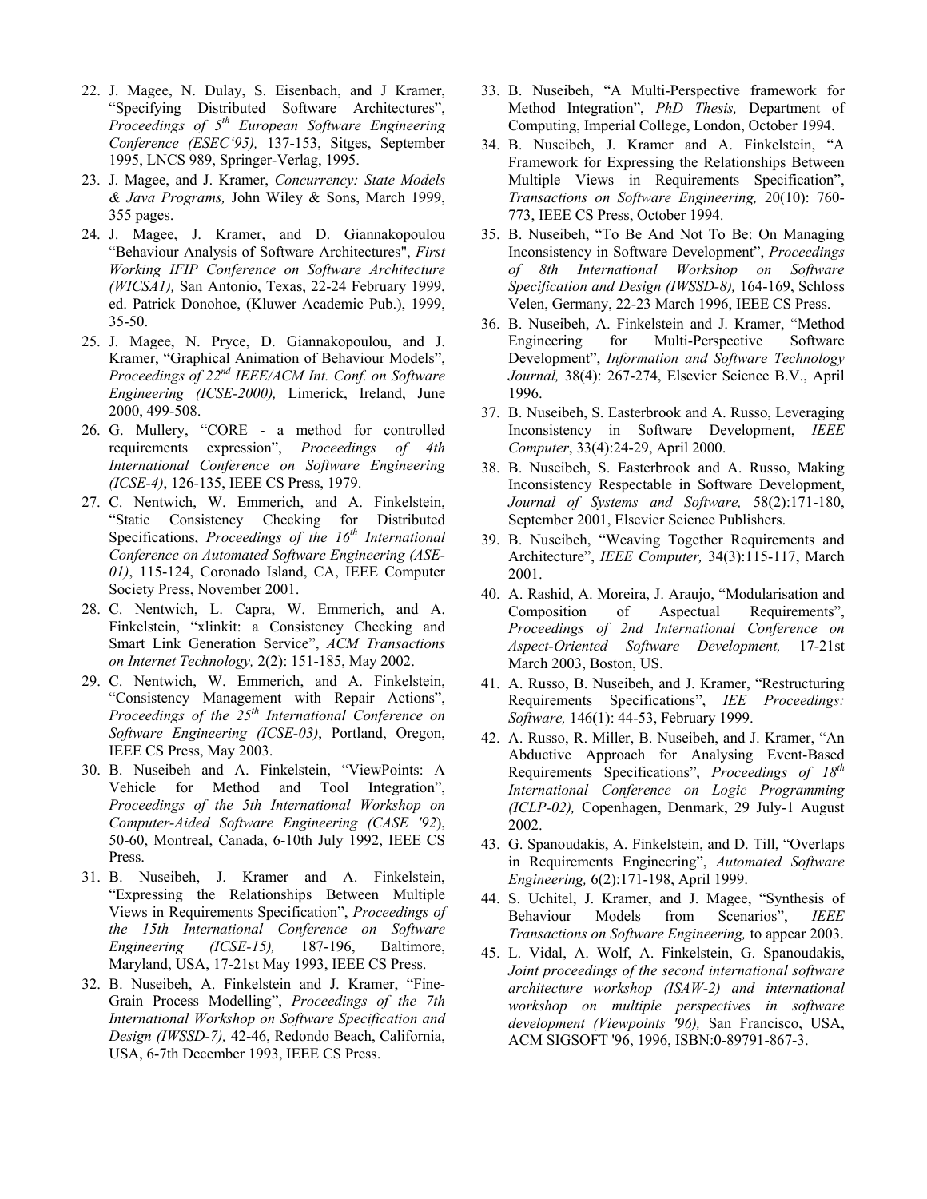22. J. Magee, N. Dulay, S. Eisenbach, and J Kramer, "Specifying Distributed Software Architectures", *Proceedings of 5th European Software Engineering Conference (ESEC'95),* 137-153, Sitges, September 1995, LNCS 989, Springer-Verlag, 1995.
23. J. Magee, and J. Kramer, *Concurrency: State Models & Java Programs,* John Wiley & Sons, March 1999, 355 pages.
24. J. Magee, J. Kramer, and D. Giannakopoulou "Behaviour Analysis of Software Architectures", *First Working IFIP Conference on Software Architecture (WICSA1),* San Antonio, Texas, 22-24 February 1999, ed. Patrick Donohoe, (Kluwer Academic Pub.), 1999, 35-50.
25. J. Magee, N. Pryce, D. Giannakopoulou, and J. Kramer, "Graphical Animation of Behaviour Models", *Proceedings of 22nd IEEE/ACM Int. Conf. on Software Engineering (ICSE-2000),* Limerick, Ireland, June 2000, 499-508.
26. G. Mullery, "CORE - a method for controlled requirements expression", *Proceedings of 4th International Conference on Software Engineering (ICSE-4)*, 126-135, IEEE CS Press, 1979.
27. C. Nentwich, W. Emmerich, and A. Finkelstein, "Static Consistency Checking for Distributed Specifications, *Proceedings of the 16th International Conference on Automated Software Engineering (ASE-01)*, 115-124, Coronado Island, CA, IEEE Computer Society Press, November 2001.
28. C. Nentwich, L. Capra, W. Emmerich, and A. Finkelstein, "xlinkit: a Consistency Checking and Smart Link Generation Service", *ACM Transactions on Internet Technology,* 2(2): 151-185, May 2002.
29. C. Nentwich, W. Emmerich, and A. Finkelstein, "Consistency Management with Repair Actions", *Proceedings of the 25th International Conference on Software Engineering (ICSE-03)*, Portland, Oregon, IEEE CS Press, May 2003.
30. B. Nuseibeh and A. Finkelstein, "ViewPoints: A Vehicle for Method and Tool Integration", *Proceedings of the 5th International Workshop on Computer-Aided Software Engineering (CASE '92*), 50-60, Montreal, Canada, 6-10th July 1992, IEEE CS Press.
31. B. Nuseibeh, J. Kramer and A. Finkelstein, "Expressing the Relationships Between Multiple Views in Requirements Specification", *Proceedings of the 15th International Conference on Software Engineering (ICSE-15),* 187-196, Baltimore, Maryland, USA, 17-21st May 1993, IEEE CS Press.
32. B. Nuseibeh, A. Finkelstein and J. Kramer, "Fine-Grain Process Modelling", *Proceedings of the 7th International Workshop on Software Specification and Design (IWSSD-7),* 42-46, Redondo Beach, California, USA, 6-7th December 1993, IEEE CS Press.
33. B. Nuseibeh, "A Multi-Perspective framework for Method Integration", *PhD Thesis,* Department of Computing, Imperial College, London, October 1994.
34. B. Nuseibeh, J. Kramer and A. Finkelstein, "A Framework for Expressing the Relationships Between Multiple Views in Requirements Specification", *Transactions on Software Engineering,* 20(10): 760-773, IEEE CS Press, October 1994.
35. B. Nuseibeh, "To Be And Not To Be: On Managing Inconsistency in Software Development", *Proceedings of 8th International Workshop on Software Specification and Design (IWSSD-8),* 164-169, Schloss Velen, Germany, 22-23 March 1996, IEEE CS Press.
36. B. Nuseibeh, A. Finkelstein and J. Kramer, "Method Engineering for Multi-Perspective Software Development", *Information and Software Technology Journal,* 38(4): 267-274, Elsevier Science B.V., April 1996.
37. B. Nuseibeh, S. Easterbrook and A. Russo, Leveraging Inconsistency in Software Development, *IEEE Computer*, 33(4):24-29, April 2000.
38. B. Nuseibeh, S. Easterbrook and A. Russo, Making Inconsistency Respectable in Software Development, *Journal of Systems and Software,* 58(2):171-180, September 2001, Elsevier Science Publishers.
39. B. Nuseibeh, "Weaving Together Requirements and Architecture", *IEEE Computer,* 34(3):115-117, March 2001.
40. A. Rashid, A. Moreira, J. Araujo, "Modularisation and Composition of Aspectual Requirements", *Proceedings of 2nd International Conference on Aspect-Oriented Software Development,* 17-21st March 2003, Boston, US.
41. A. Russo, B. Nuseibeh, and J. Kramer, "Restructuring Requirements Specifications", *IEE Proceedings: Software,* 146(1): 44-53, February 1999.
42. A. Russo, R. Miller, B. Nuseibeh, and J. Kramer, "An Abductive Approach for Analysing Event-Based Requirements Specifications", *Proceedings of 18th International Conference on Logic Programming (ICLP-02),* Copenhagen, Denmark, 29 July-1 August 2002.
43. G. Spanoudakis, A. Finkelstein, and D. Till, "Overlaps in Requirements Engineering", *Automated Software Engineering,* 6(2):171-198, April 1999.
44. S. Uchitel, J. Kramer, and J. Magee, "Synthesis of Behaviour Models from Scenarios", *IEEE Transactions on Software Engineering,* to appear 2003.
45. L. Vidal, A. Wolf, A. Finkelstein, G. Spanoudakis, *Joint proceedings of the second international software architecture workshop (ISAW-2) and international workshop on multiple perspectives in software development (Viewpoints '96),* San Francisco, USA, ACM SIGSOFT '96, 1996, ISBN:0-89791-867-3.